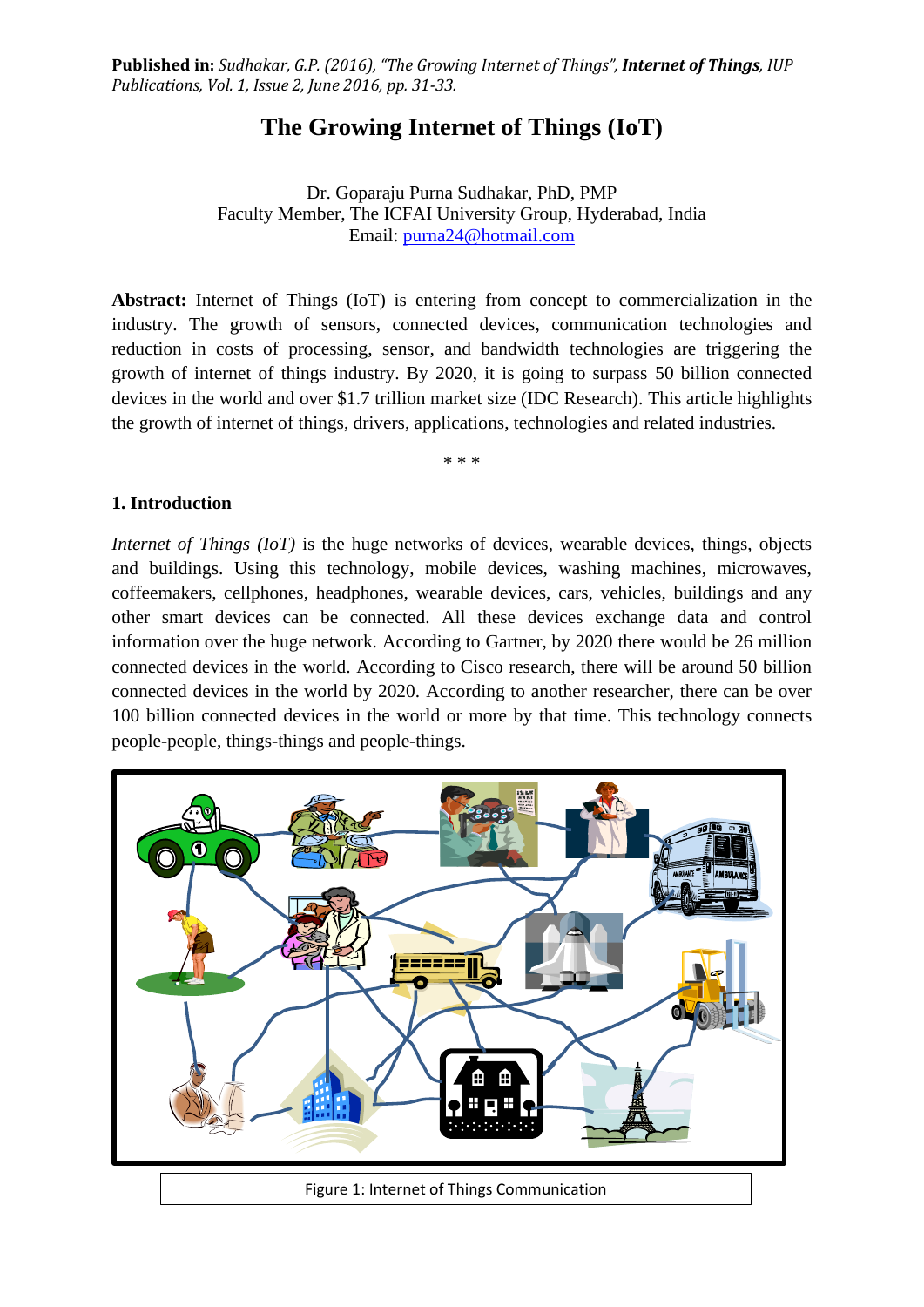**Published in:** *Sudhakar, G.P. (2016), "The Growing Internet of Things", **Internet of Things**, IUP Publications, Vol. 1, Issue 2, June 2016, pp. 31-33.*

# The Growing Internet of Things (IoT)

Dr. Goparaju Purna Sudhakar, PhD, PMP
Faculty Member, The ICFAI University Group, Hyderabad, India
Email: purna24@hotmail.com

**Abstract:** Internet of Things (IoT) is entering from concept to commercialization in the industry. The growth of sensors, connected devices, communication technologies and reduction in costs of processing, sensor, and bandwidth technologies are triggering the growth of internet of things industry. By 2020, it is going to surpass 50 billion connected devices in the world and over $1.7 trillion market size (IDC Research). This article highlights the growth of internet of things, drivers, applications, technologies and related industries.

\* \* \*

## 1. Introduction

*Internet of Things (IoT)* is the huge networks of devices, wearable devices, things, objects and buildings. Using this technology, mobile devices, washing machines, microwaves, coffeemakers, cellphones, headphones, wearable devices, cars, vehicles, buildings and any other smart devices can be connected. All these devices exchange data and control information over the huge network. According to Gartner, by 2020 there would be 26 million connected devices in the world. According to Cisco research, there will be around 50 billion connected devices in the world by 2020. According to another researcher, there can be over 100 billion connected devices in the world or more by that time. This technology connects people-people, things-things and people-things.

Figure 1: Internet of Things Communication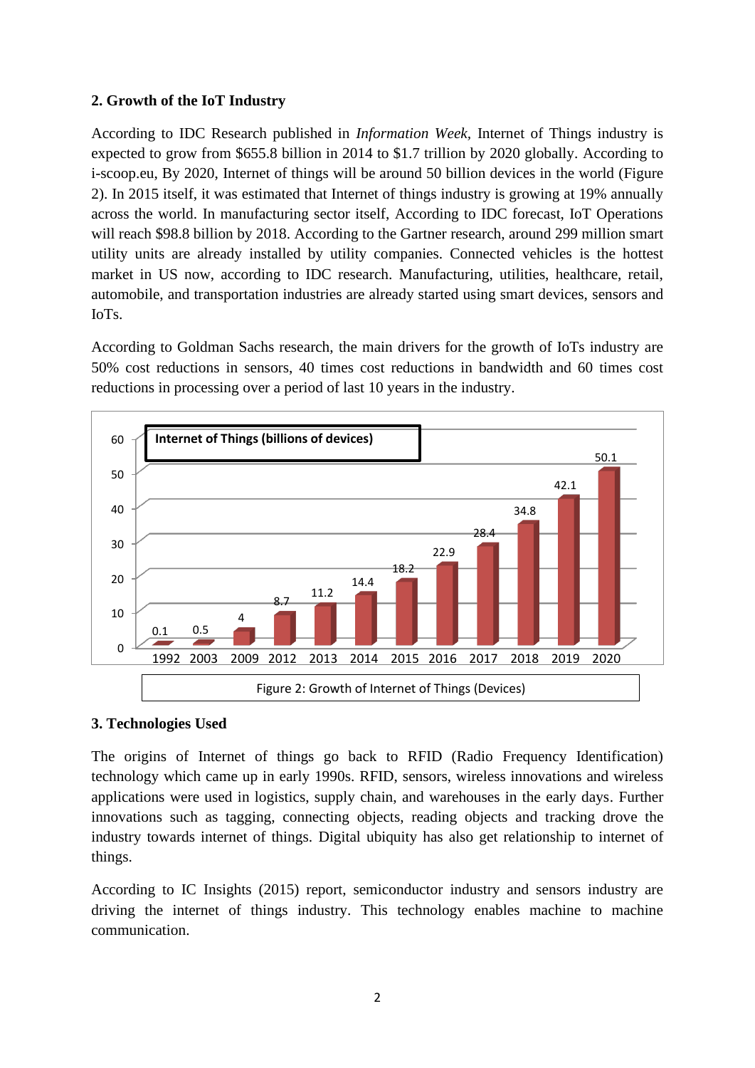## 2. Growth of the IoT Industry

According to IDC Research published in *Information Week*, Internet of Things industry is expected to grow from $655.8 billion in 2014 to $1.7 trillion by 2020 globally. According to i-scoop.eu, By 2020, Internet of things will be around 50 billion devices in the world (Figure 2). In 2015 itself, it was estimated that Internet of things industry is growing at 19% annually across the world. In manufacturing sector itself, According to IDC forecast, IoT Operations will reach $98.8 billion by 2018. According to the Gartner research, around 299 million smart utility units are already installed by utility companies. Connected vehicles is the hottest market in US now, according to IDC research. Manufacturing, utilities, healthcare, retail, automobile, and transportation industries are already started using smart devices, sensors and IoTs.

According to Goldman Sachs research, the main drivers for the growth of IoTs industry are 50% cost reductions in sensors, 40 times cost reductions in bandwidth and 60 times cost reductions in processing over a period of last 10 years in the industry.

**Internet of Things (billions of devices)**

| Year | 1992 | 2003 | 2009 | 2012 | 2013 | 2014 | 2015 | 2016 | 2017 | 2018 | 2019 | 2020 |
|---|---|---|---|---|---|---|---|---|---|---|---|---|
| Devices (billions) | 0.1 | 0.5 | 4 | 8.7 | 11.2 | 14.4 | 18.2 | 22.9 | 28.4 | 34.8 | 42.1 | 50.1 |

Figure 2: Growth of Internet of Things (Devices)

## 3. Technologies Used

The origins of Internet of things go back to RFID (Radio Frequency Identification) technology which came up in early 1990s. RFID, sensors, wireless innovations and wireless applications were used in logistics, supply chain, and warehouses in the early days. Further innovations such as tagging, connecting objects, reading objects and tracking drove the industry towards internet of things. Digital ubiquity has also get relationship to internet of things.

According to IC Insights (2015) report, semiconductor industry and sensors industry are driving the internet of things industry. This technology enables machine to machine communication.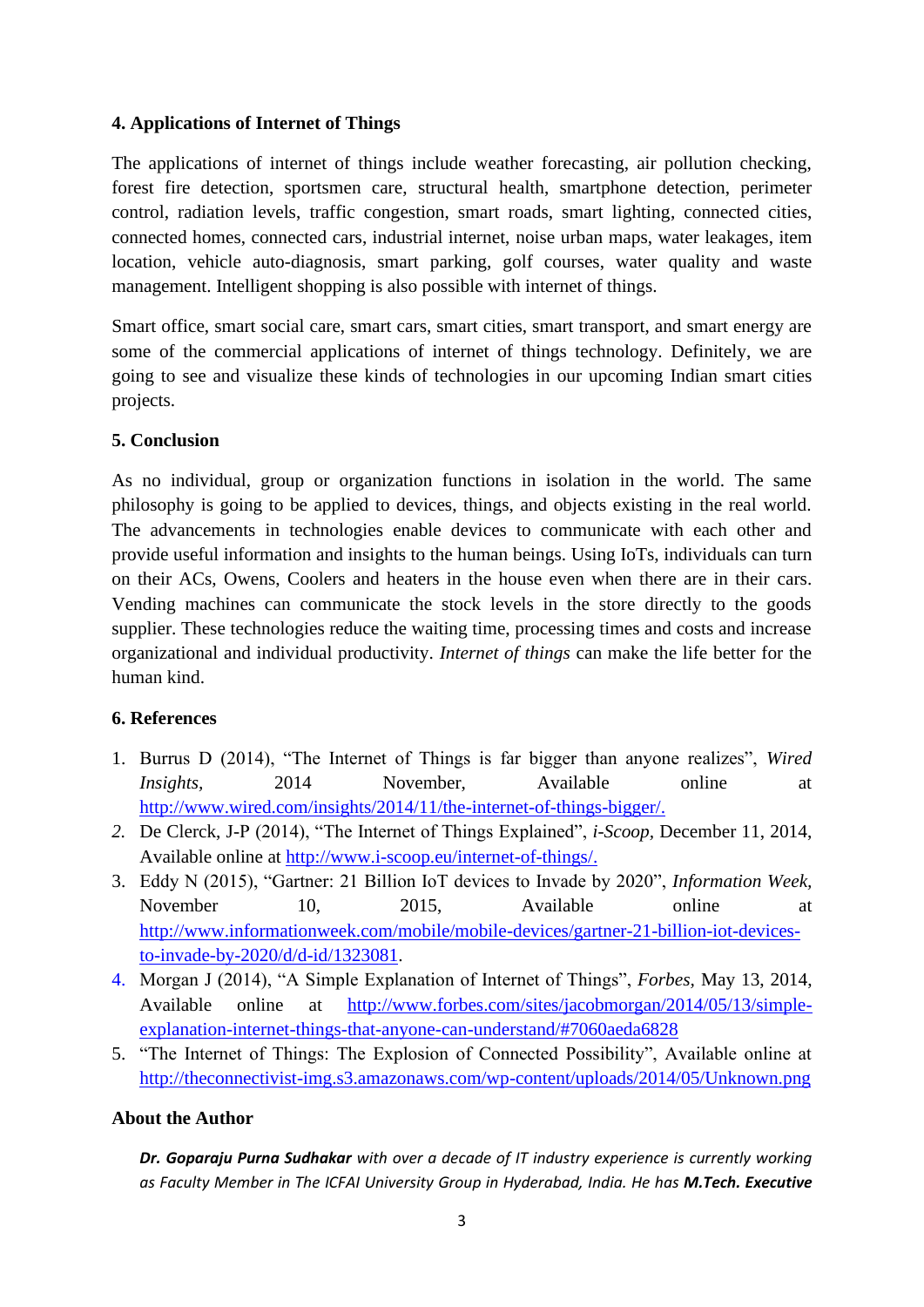## 4. Applications of Internet of Things

The applications of internet of things include weather forecasting, air pollution checking, forest fire detection, sportsmen care, structural health, smartphone detection, perimeter control, radiation levels, traffic congestion, smart roads, smart lighting, connected cities, connected homes, connected cars, industrial internet, noise urban maps, water leakages, item location, vehicle auto-diagnosis, smart parking, golf courses, water quality and waste management. Intelligent shopping is also possible with internet of things.

Smart office, smart social care, smart cars, smart cities, smart transport, and smart energy are some of the commercial applications of internet of things technology. Definitely, we are going to see and visualize these kinds of technologies in our upcoming Indian smart cities projects.

## 5. Conclusion

As no individual, group or organization functions in isolation in the world. The same philosophy is going to be applied to devices, things, and objects existing in the real world. The advancements in technologies enable devices to communicate with each other and provide useful information and insights to the human beings. Using IoTs, individuals can turn on their ACs, Owens, Coolers and heaters in the house even when there are in their cars. Vending machines can communicate the stock levels in the store directly to the goods supplier. These technologies reduce the waiting time, processing times and costs and increase organizational and individual productivity. *Internet of things* can make the life better for the human kind.

## 6. References

1. Burrus D (2014), "The Internet of Things is far bigger than anyone realizes", *Wired Insights*, 2014 November, Available online at http://www.wired.com/insights/2014/11/the-internet-of-things-bigger/.
2. De Clerck, J-P (2014), "The Internet of Things Explained", *i-Scoop*, December 11, 2014, Available online at http://www.i-scoop.eu/internet-of-things/.
3. Eddy N (2015), "Gartner: 21 Billion IoT devices to Invade by 2020", *Information Week*, November 10, 2015, Available online at http://www.informationweek.com/mobile/mobile-devices/gartner-21-billion-iot-devices-to-invade-by-2020/d/d-id/1323081.
4. Morgan J (2014), "A Simple Explanation of Internet of Things", *Forbes*, May 13, 2014, Available online at http://www.forbes.com/sites/jacobmorgan/2014/05/13/simple-explanation-internet-things-that-anyone-can-understand/#7060aeda6828
5. "The Internet of Things: The Explosion of Connected Possibility", Available online at http://theconnectivist-img.s3.amazonaws.com/wp-content/uploads/2014/05/Unknown.png

## About the Author

***Dr. Goparaju Purna Sudhakar*** *with over a decade of IT industry experience is currently working as Faculty Member in The ICFAI University Group in Hyderabad, India. He has* ***M.Tech. Executive***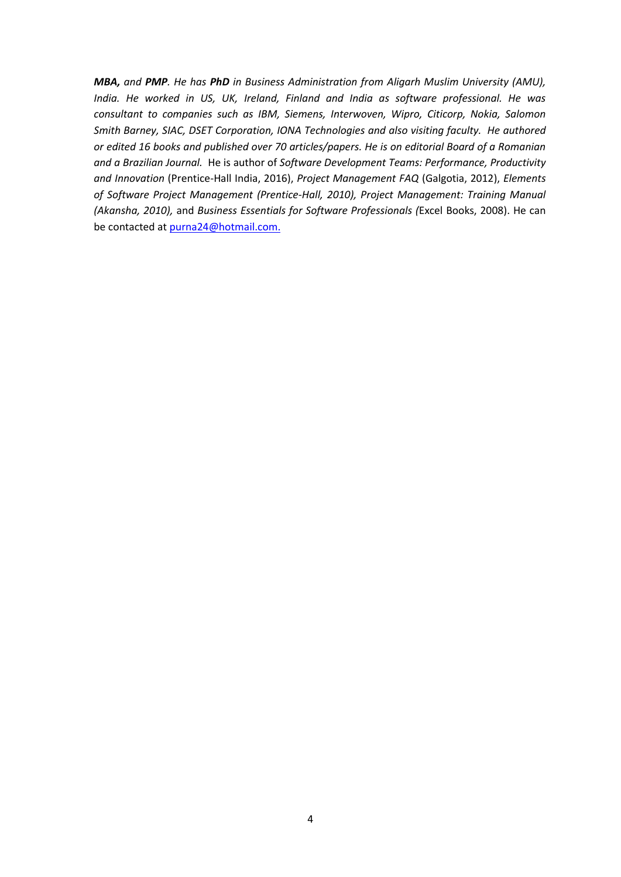***MBA,** and **PMP**. He has **PhD** in Business Administration from Aligarh Muslim University (AMU), India. He worked in US, UK, Ireland, Finland and India as software professional. He was consultant to companies such as IBM, Siemens, Interwoven, Wipro, Citicorp, Nokia, Salomon Smith Barney, SIAC, DSET Corporation, IONA Technologies and also visiting faculty. He authored or edited 16 books and published over 70 articles/papers. He is on editorial Board of a Romanian and a Brazilian Journal.* He is author of *Software Development Teams: Performance, Productivity and Innovation* (Prentice-Hall India, 2016), *Project Management FAQ* (Galgotia, 2012), *Elements of Software Project Management (Prentice-Hall, 2010), Project Management: Training Manual (Akansha, 2010),* and *Business Essentials for Software Professionals (*Excel Books, 2008). He can be contacted at purna24@hotmail.com.